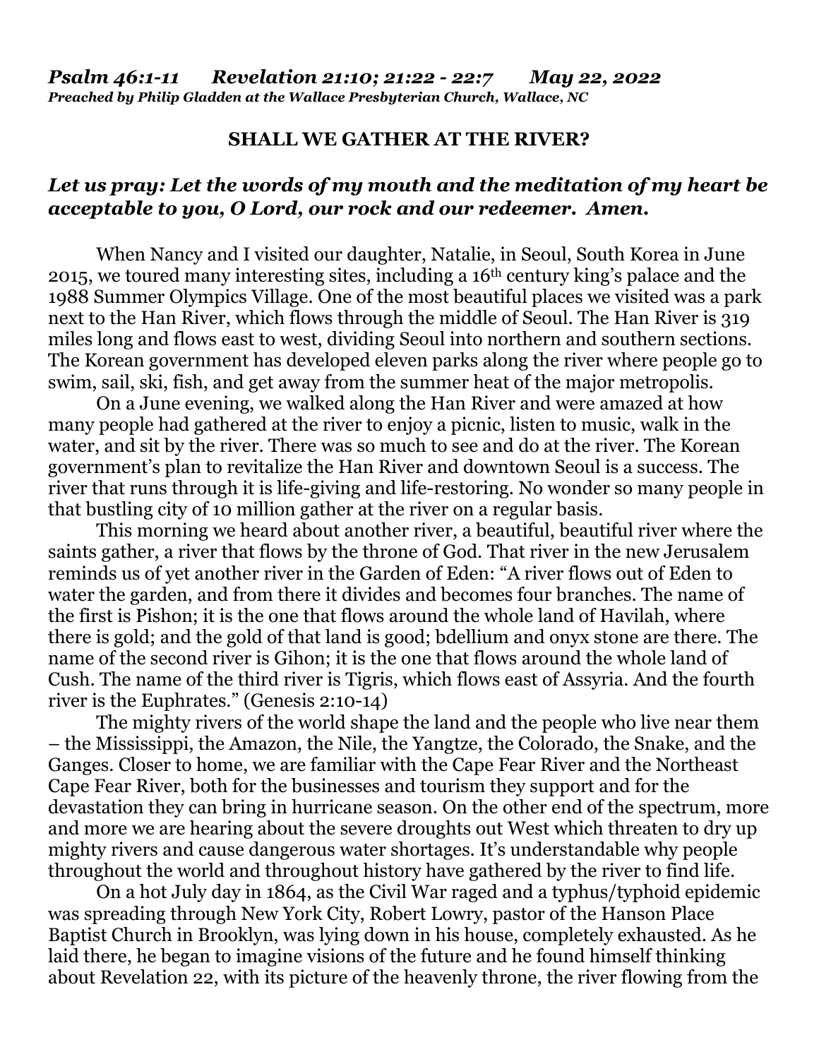*Psalm 46:1-11 Revelation 21:10; 21:22 - 22:7 May 22, 2022*
***Preached by Philip Gladden at the Wallace Presbyterian Church, Wallace, NC***

**SHALL WE GATHER AT THE RIVER?**

***Let us pray: Let the words of my mouth and the meditation of my heart be acceptable to you, O Lord, our rock and our redeemer. Amen.***

When Nancy and I visited our daughter, Natalie, in Seoul, South Korea in June 2015, we toured many interesting sites, including a 16th century king's palace and the 1988 Summer Olympics Village. One of the most beautiful places we visited was a park next to the Han River, which flows through the middle of Seoul. The Han River is 319 miles long and flows east to west, dividing Seoul into northern and southern sections. The Korean government has developed eleven parks along the river where people go to swim, sail, ski, fish, and get away from the summer heat of the major metropolis.

On a June evening, we walked along the Han River and were amazed at how many people had gathered at the river to enjoy a picnic, listen to music, walk in the water, and sit by the river. There was so much to see and do at the river. The Korean government's plan to revitalize the Han River and downtown Seoul is a success. The river that runs through it is life-giving and life-restoring. No wonder so many people in that bustling city of 10 million gather at the river on a regular basis.

This morning we heard about another river, a beautiful, beautiful river where the saints gather, a river that flows by the throne of God. That river in the new Jerusalem reminds us of yet another river in the Garden of Eden: "A river flows out of Eden to water the garden, and from there it divides and becomes four branches. The name of the first is Pishon; it is the one that flows around the whole land of Havilah, where there is gold; and the gold of that land is good; bdellium and onyx stone are there. The name of the second river is Gihon; it is the one that flows around the whole land of Cush. The name of the third river is Tigris, which flows east of Assyria. And the fourth river is the Euphrates." (Genesis 2:10-14)

The mighty rivers of the world shape the land and the people who live near them – the Mississippi, the Amazon, the Nile, the Yangtze, the Colorado, the Snake, and the Ganges. Closer to home, we are familiar with the Cape Fear River and the Northeast Cape Fear River, both for the businesses and tourism they support and for the devastation they can bring in hurricane season. On the other end of the spectrum, more and more we are hearing about the severe droughts out West which threaten to dry up mighty rivers and cause dangerous water shortages. It's understandable why people throughout the world and throughout history have gathered by the river to find life.

On a hot July day in 1864, as the Civil War raged and a typhus/typhoid epidemic was spreading through New York City, Robert Lowry, pastor of the Hanson Place Baptist Church in Brooklyn, was lying down in his house, completely exhausted. As he laid there, he began to imagine visions of the future and he found himself thinking about Revelation 22, with its picture of the heavenly throne, the river flowing from the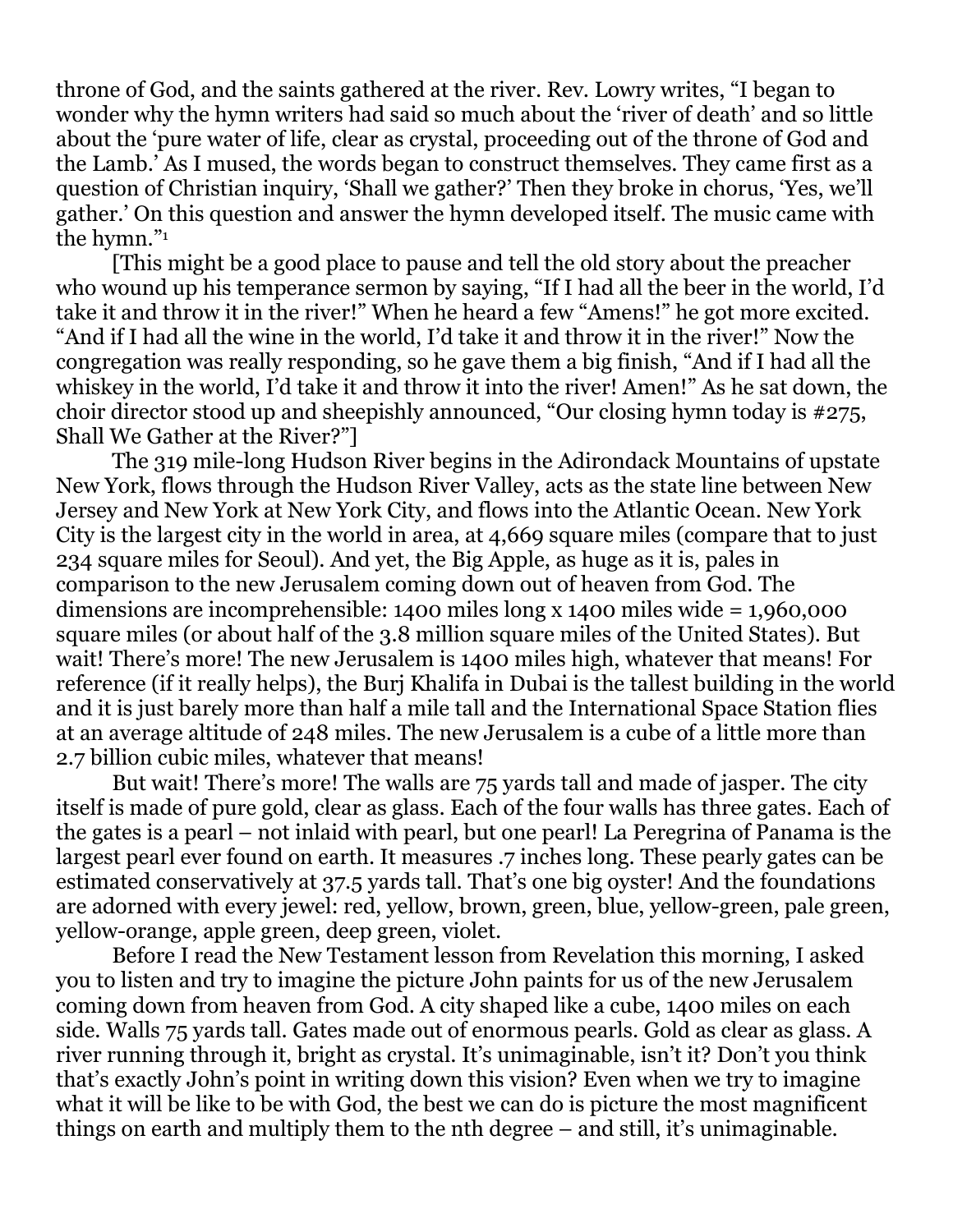throne of God, and the saints gathered at the river. Rev. Lowry writes, “I began to wonder why the hymn writers had said so much about the ‘river of death’ and so little about the ‘pure water of life, clear as crystal, proceeding out of the throne of God and the Lamb.’ As I mused, the words began to construct themselves. They came first as a question of Christian inquiry, ‘Shall we gather?’ Then they broke in chorus, ‘Yes, we’ll gather.’ On this question and answer the hymn developed itself. The music came with the hymn.”[1]

[This might be a good place to pause and tell the old story about the preacher who wound up his temperance sermon by saying, “If I had all the beer in the world, I’d take it and throw it in the river!” When he heard a few “Amens!” he got more excited. “And if I had all the wine in the world, I’d take it and throw it in the river!” Now the congregation was really responding, so he gave them a big finish, “And if I had all the whiskey in the world, I’d take it and throw it into the river! Amen!” As he sat down, the choir director stood up and sheepishly announced, “Our closing hymn today is #275, Shall We Gather at the River?”]

The 319 mile-long Hudson River begins in the Adirondack Mountains of upstate New York, flows through the Hudson River Valley, acts as the state line between New Jersey and New York at New York City, and flows into the Atlantic Ocean. New York City is the largest city in the world in area, at 4,669 square miles (compare that to just 234 square miles for Seoul). And yet, the Big Apple, as huge as it is, pales in comparison to the new Jerusalem coming down out of heaven from God. The dimensions are incomprehensible: 1400 miles long x 1400 miles wide = 1,960,000 square miles (or about half of the 3.8 million square miles of the United States). But wait! There’s more! The new Jerusalem is 1400 miles high, whatever that means! For reference (if it really helps), the Burj Khalifa in Dubai is the tallest building in the world and it is just barely more than half a mile tall and the International Space Station flies at an average altitude of 248 miles. The new Jerusalem is a cube of a little more than 2.7 billion cubic miles, whatever that means!

But wait! There’s more! The walls are 75 yards tall and made of jasper. The city itself is made of pure gold, clear as glass. Each of the four walls has three gates. Each of the gates is a pearl – not inlaid with pearl, but one pearl! La Peregrina of Panama is the largest pearl ever found on earth. It measures .7 inches long. These pearly gates can be estimated conservatively at 37.5 yards tall. That’s one big oyster! And the foundations are adorned with every jewel: red, yellow, brown, green, blue, yellow-green, pale green, yellow-orange, apple green, deep green, violet.

Before I read the New Testament lesson from Revelation this morning, I asked you to listen and try to imagine the picture John paints for us of the new Jerusalem coming down from heaven from God. A city shaped like a cube, 1400 miles on each side. Walls 75 yards tall. Gates made out of enormous pearls. Gold as clear as glass. A river running through it, bright as crystal. It’s unimaginable, isn’t it? Don’t you think that’s exactly John’s point in writing down this vision? Even when we try to imagine what it will be like to be with God, the best we can do is picture the most magnificent things on earth and multiply them to the nth degree – and still, it’s unimaginable.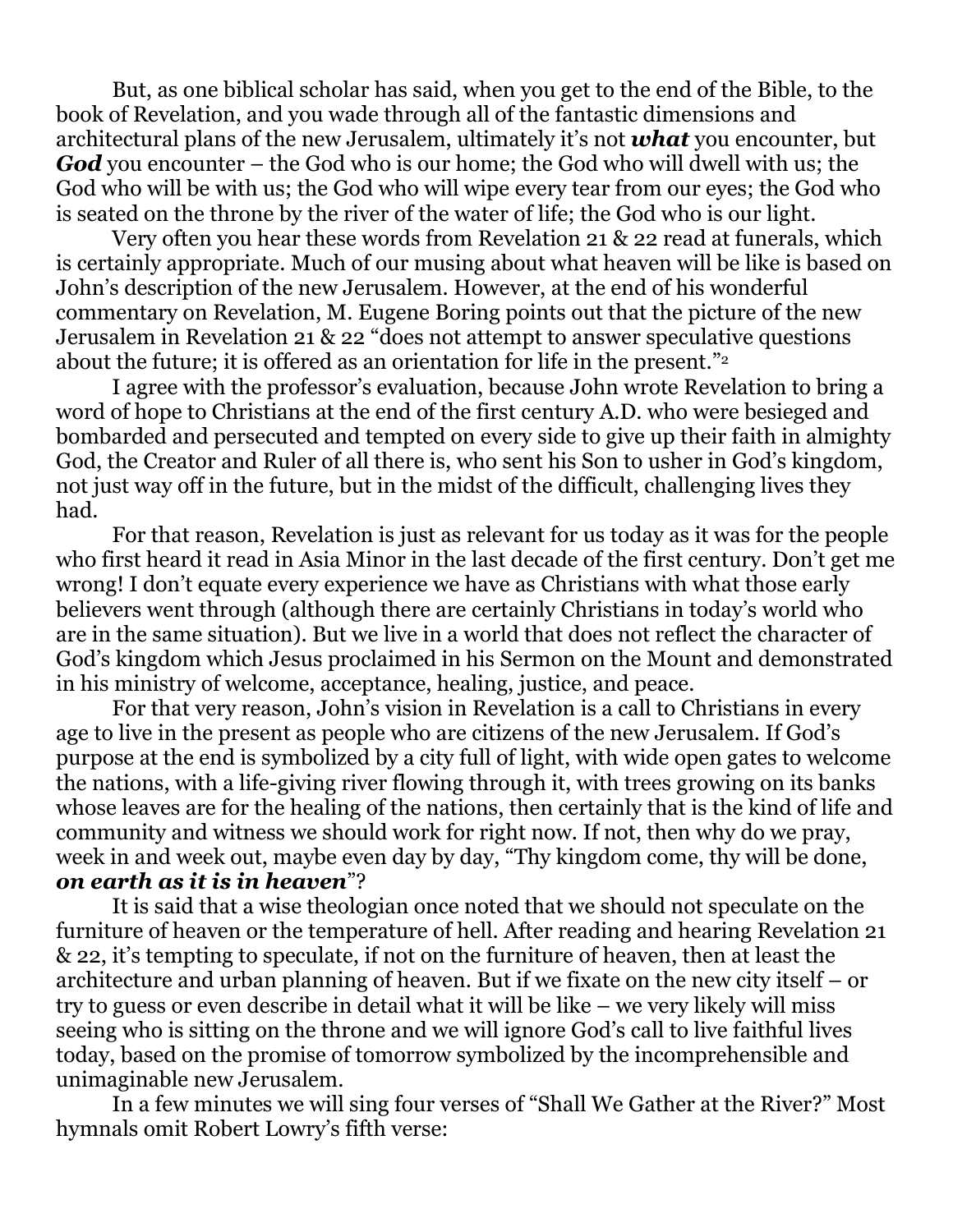But, as one biblical scholar has said, when you get to the end of the Bible, to the book of Revelation, and you wade through all of the fantastic dimensions and architectural plans of the new Jerusalem, ultimately it's not ***what*** you encounter, but ***God*** you encounter – the God who is our home; the God who will dwell with us; the God who will be with us; the God who will wipe every tear from our eyes; the God who is seated on the throne by the river of the water of life; the God who is our light.

Very often you hear these words from Revelation 21 & 22 read at funerals, which is certainly appropriate. Much of our musing about what heaven will be like is based on John's description of the new Jerusalem. However, at the end of his wonderful commentary on Revelation, M. Eugene Boring points out that the picture of the new Jerusalem in Revelation 21 & 22 "does not attempt to answer speculative questions about the future; it is offered as an orientation for life in the present."[2]

I agree with the professor's evaluation, because John wrote Revelation to bring a word of hope to Christians at the end of the first century A.D. who were besieged and bombarded and persecuted and tempted on every side to give up their faith in almighty God, the Creator and Ruler of all there is, who sent his Son to usher in God's kingdom, not just way off in the future, but in the midst of the difficult, challenging lives they had.

For that reason, Revelation is just as relevant for us today as it was for the people who first heard it read in Asia Minor in the last decade of the first century. Don't get me wrong! I don't equate every experience we have as Christians with what those early believers went through (although there are certainly Christians in today's world who are in the same situation). But we live in a world that does not reflect the character of God's kingdom which Jesus proclaimed in his Sermon on the Mount and demonstrated in his ministry of welcome, acceptance, healing, justice, and peace.

For that very reason, John's vision in Revelation is a call to Christians in every age to live in the present as people who are citizens of the new Jerusalem. If God's purpose at the end is symbolized by a city full of light, with wide open gates to welcome the nations, with a life-giving river flowing through it, with trees growing on its banks whose leaves are for the healing of the nations, then certainly that is the kind of life and community and witness we should work for right now. If not, then why do we pray, week in and week out, maybe even day by day, "Thy kingdom come, thy will be done, ***on earth as it is in heaven***"?

It is said that a wise theologian once noted that we should not speculate on the furniture of heaven or the temperature of hell. After reading and hearing Revelation 21 & 22, it's tempting to speculate, if not on the furniture of heaven, then at least the architecture and urban planning of heaven. But if we fixate on the new city itself – or try to guess or even describe in detail what it will be like – we very likely will miss seeing who is sitting on the throne and we will ignore God's call to live faithful lives today, based on the promise of tomorrow symbolized by the incomprehensible and unimaginable new Jerusalem.

In a few minutes we will sing four verses of "Shall We Gather at the River?" Most hymnals omit Robert Lowry's fifth verse: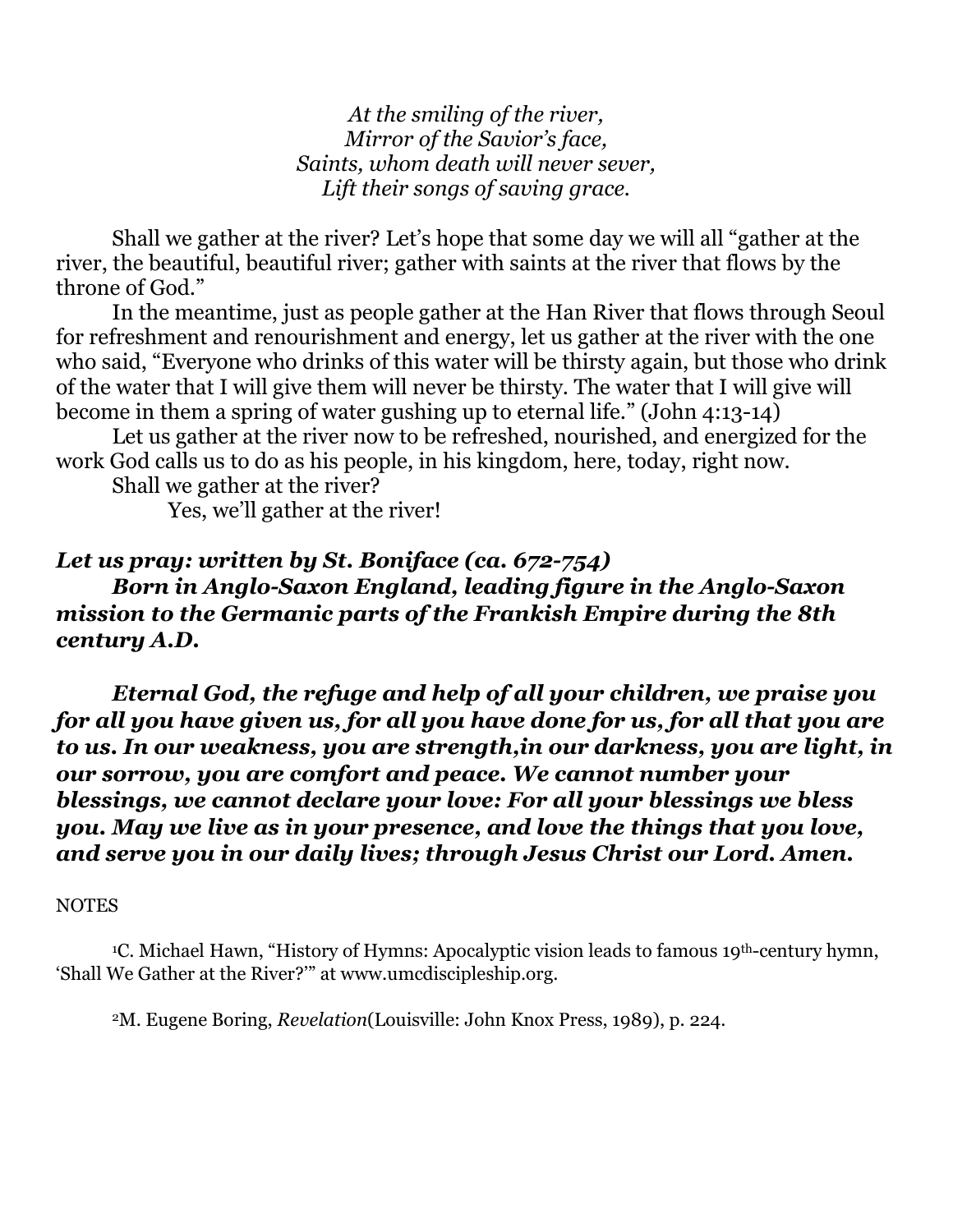*At the smiling of the river,*
*Mirror of the Savior's face,*
*Saints, whom death will never sever,*
*Lift their songs of saving grace.*

Shall we gather at the river? Let's hope that some day we will all "gather at the river, the beautiful, beautiful river; gather with saints at the river that flows by the throne of God."

In the meantime, just as people gather at the Han River that flows through Seoul for refreshment and renourishment and energy, let us gather at the river with the one who said, "Everyone who drinks of this water will be thirsty again, but those who drink of the water that I will give them will never be thirsty. The water that I will give will become in them a spring of water gushing up to eternal life." (John 4:13-14)

Let us gather at the river now to be refreshed, nourished, and energized for the work God calls us to do as his people, in his kingdom, here, today, right now.

Shall we gather at the river?

Yes, we'll gather at the river!

***Let us pray: written by St. Boniface (ca. 672-754)***

***Born in Anglo-Saxon England, leading figure in the Anglo-Saxon mission to the Germanic parts of the Frankish Empire during the 8th century A.D.***

***Eternal God, the refuge and help of all your children, we praise you for all you have given us, for all you have done for us, for all that you are to us. In our weakness, you are strength,in our darkness, you are light, in our sorrow, you are comfort and peace. We cannot number your blessings, we cannot declare your love: For all your blessings we bless you. May we live as in your presence, and love the things that you love, and serve you in our daily lives; through Jesus Christ our Lord. Amen.***

NOTES

[1]C. Michael Hawn, "History of Hymns: Apocalyptic vision leads to famous 19th-century hymn, 'Shall We Gather at the River?'" at www.umcdiscipleship.org.

[2]M. Eugene Boring, *Revelation*(Louisville: John Knox Press, 1989), p. 224.